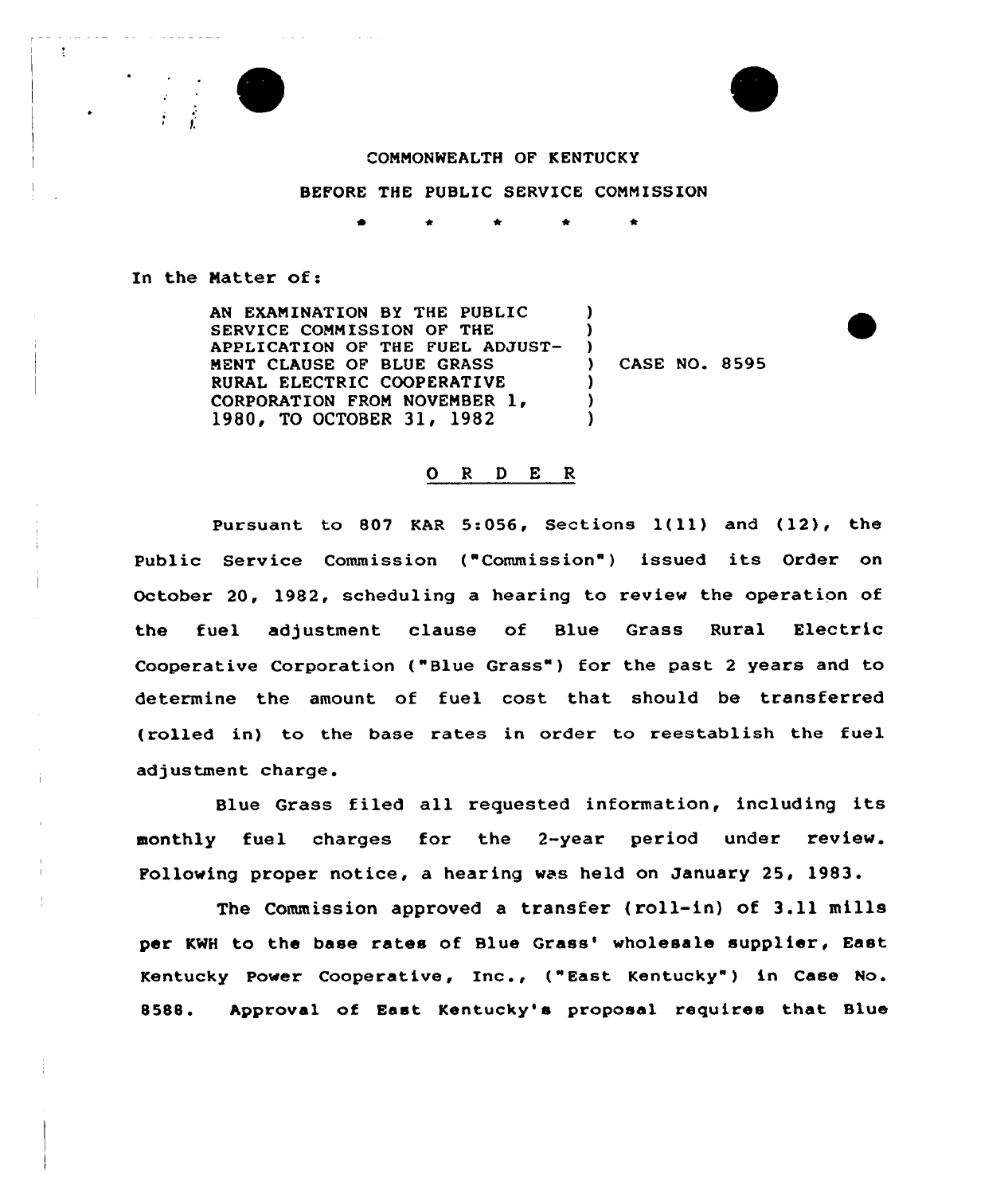COMMONWEALTH OF KENTUCKY

BEFORE THE PUBLIC SERVICE COMMISSION

\* \* \* \* \*

In the Matter of:

AN EXAMINATION BY THE PUBLIC SERVICE COMMISSION OF THE APPLICATION OF THE FUEL ADJUSTMENT CLAUSE OF BLUE GRASS RURAL ELECTRIC COOPERATIVE CORPORATION FROM NOVEMBER 1, 1980, TO OCTOBER 31, 1982 ) CASE NO. 8595

## O R D E R

Pursuant to 807 KAR 5:056, Sections 1(11) and (12), the Public Service Commission ("Commission") issued its Order on October 20, 1982, scheduling a hearing to review the operation of the fuel adjustment clause of Blue Grass Rural Electric Cooperative Corporation ("Blue Grass") for the past 2 years and to determine the amount of fuel cost that should be transferred (rolled in) to the base rates in order to reestablish the fuel adjustment charge.

Blue Grass filed all requested information, including its monthly fuel charges for the 2-year period under review. Following proper notice, a hearing was held on January 25, 1983.

The Commission approved a transfer (roll-in) of 3.11 mills per KWH to the base rates of Blue Grass' wholesale supplier, East Kentucky Power Cooperative, Inc., ("East Kentucky") in Case No. 8588. Approval of East Kentucky's proposal requires that Blue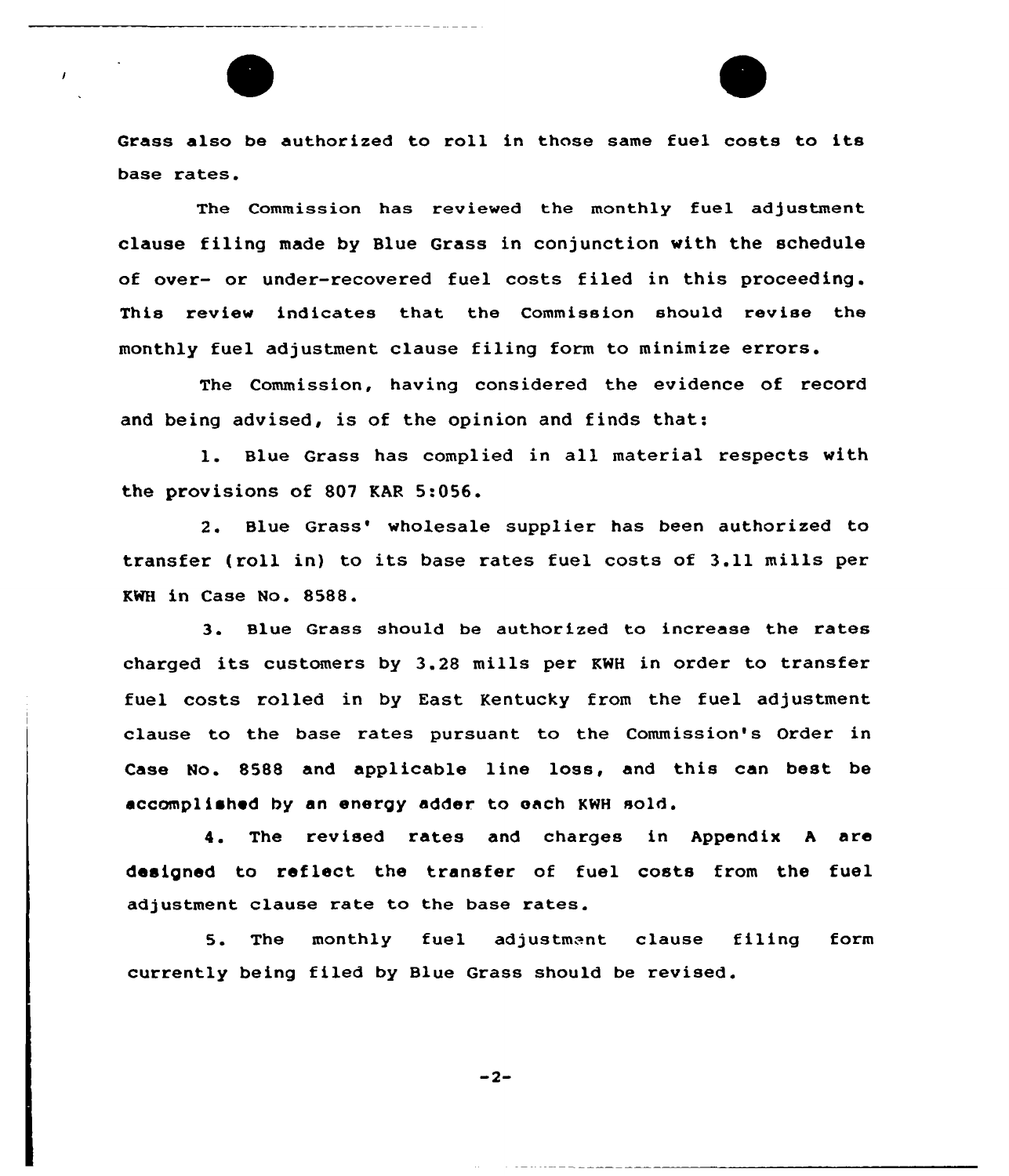Grass also be authorized to roll in those same fuel costs to its base rates.

The Commission has reviewed the monthly fuel adjustment clause filing made by Blue Grass in conjunction with the schedule of over- or under-recovered fuel costs filed in this proceeding. This review indicates that the Commission should revise the monthly fuel adjustment clause filing form to minimize errors.

The Commission, having considered the evidence of record and being advised, is of the opinion and finds that:

1. Blue Grass has complied in all material respects with the provisions of 807 KAR 5:056.

2. Blue Grass' wholesale supplier has been authorized to transfer (roll in) to its base rates fuel costs of 3.11 mills per KWH in Case No. 8588.

3. Blue Grass should be authorized to increase the rates charged its customers by 3.28 mills per KWH in order to transfer fuel costs rolled in by East Kentucky from the fuel adjustment clause to the base rates pursuant to the Commission's Order in Case No. 8588 and applicable line loss, and this can best be accomplished by an energy adder to each KWH sold.

4. The revised rates and charges in Appendix A are designed to reflect the transfer of fuel costs from the fuel adjustment clause rate to the base rates.

5. The monthly fuel adjustment clause filing form currently being filed by Blue Grass should be revised.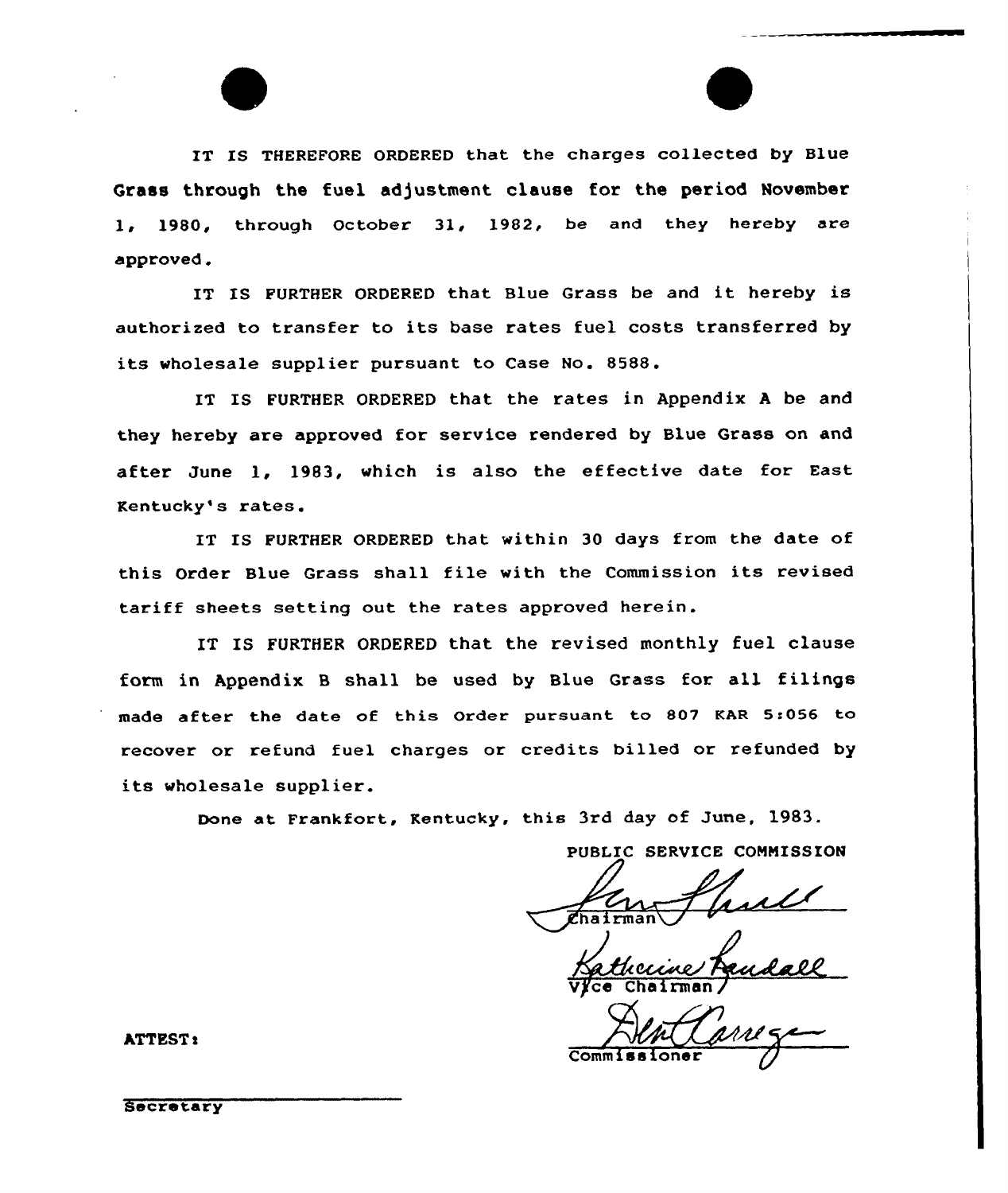IT IS THEREFORE ORDERED that the charges collected by Blue Grass through the fuel adjustment clause for the period November 1, 1980, through October 31, 1982, be and they hereby are approved.

IT IS FURTHER ORDERED that Blue Grass be and it hereby is authorized to transfer to its base rates fuel costs transferred by its wholesale supplier pursuant to Case No. 8588.

IT IS FURTHER ORDERED that the rates in Appendix A be and they hereby are approved for service rendered by Blue Grass on and after June 1, 1983, which is also the effective date for East Kentucky's rates.

IT IS FURTHER ORDERED that within 30 days from the date of this Order Blue Grass shall file with the Commission its revised tariff sheets setting out the rates approved herein.

IT IS FURTHER ORDERED that the revised monthly fuel clause form in Appendix B shall be used by Blue Grass for all filings made after the date of this Order pursuant to 807 KAR 5:056 to recover or refund fuel charges or credits billed or refunded by its wholesale supplier.

Done at Frankfort, Kentucky, this 3rd day of June, 1983.

PUBLIC SERVICE COMMISSION

Chairman

Vice Chairman

Commissioner

ATTEST:

Secretary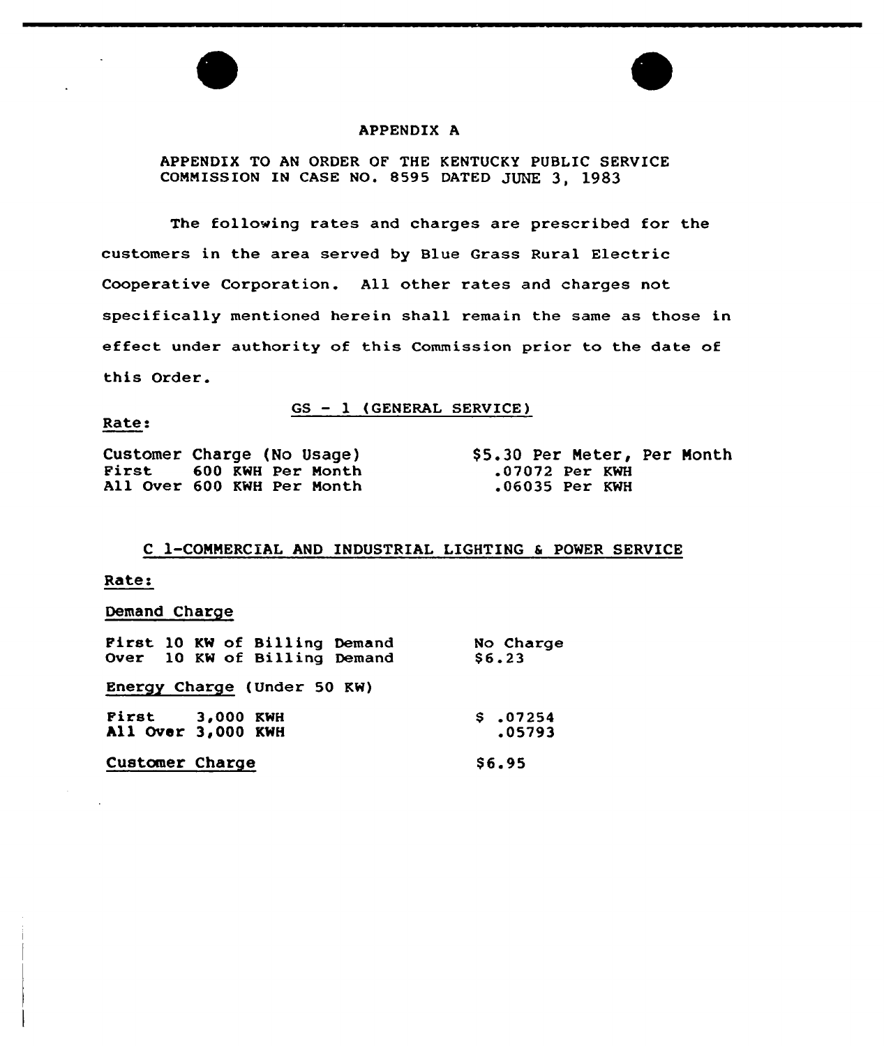# APPENDIX A

APPENDIX TO AN ORDER OF THE KENTUCKY PUBLIC SERVICE COMMISSION IN CASE NO. 8595 DATED JUNE 3, 1983

The following rates and charges are prescribed for the customers in the area served by Blue Grass Rural Electric Cooperative Corporation. All other rates and charges not specifically mentioned herein shall remain the same as those in effect under authority of this Commission prior to the date of this Order.

## GS - 1 (GENERAL SERVICE)

Rate:

| | |
|---|---|
| Customer Charge (No Usage) | $5.30 Per Meter, Per Month |
| First 600 KWH Per Month | .07072 Per KWH |
| All Over 600 KWH Per Month | .06035 Per KWH |

## C 1-COMMERCIAL AND INDUSTRIAL LIGHTING & POWER SERVICE

Rate:

Demand Charge

| | |
|---|---|
| First 10 KW of Billing Demand | No Charge |
| Over 10 KW of Billing Demand | $6.23 |

Energy Charge (Under 50 KW)

| | |
|---|---|
| First 3,000 KWH | $ .07254 |
| All Over 3,000 KWH | .05793 |

| | |
|---|---|
| Customer Charge | $6.95 |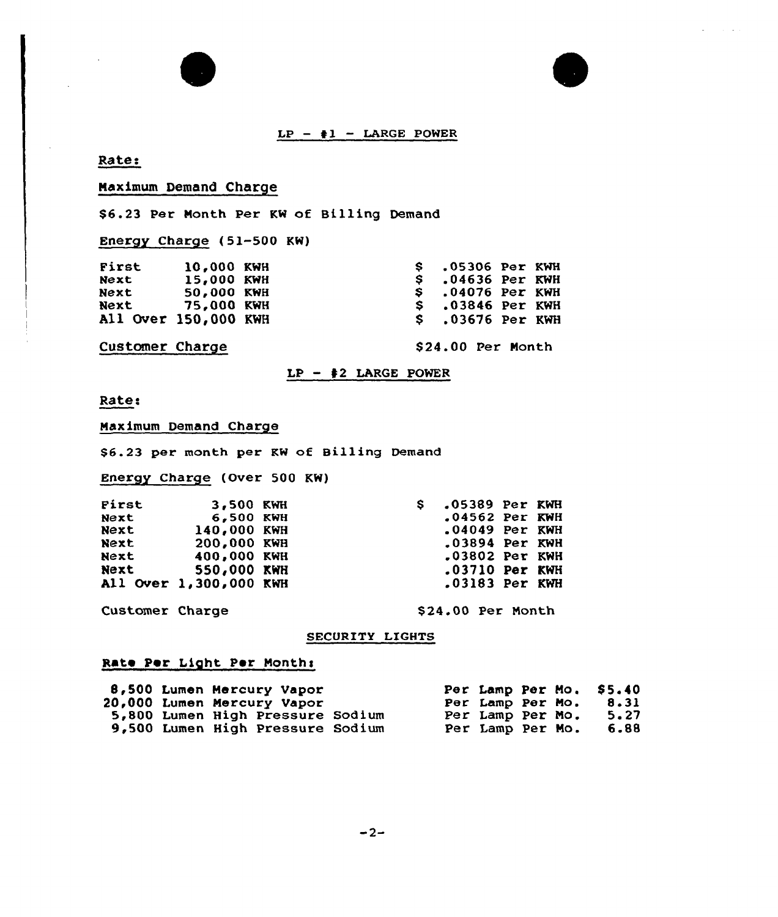## LP - #1 - LARGE POWER

Rate:

Maximum Demand Charge

$6.23 Per Month Per KW of Billing Demand

Energy Charge (51-500 KW)

| | | |
|---|---|---|
| First | 10,000 KWH | $ .05306 Per KWH |
| Next | 15,000 KWH | $ .04636 Per KWH |
| Next | 50,000 KWH | $ .04076 Per KWH |
| Next | 75,000 KWH | $ .03846 Per KWH |
| All Over | 150,000 KWH | $ .03676 Per KWH |

Customer Charge — $24.00 Per Month

## LP - #2 LARGE POWER

Rate:

Maximum Demand Charge

$6.23 per month per KW of Billing Demand

Energy Charge (Over 500 KW)

| | | |
|---|---|---|
| First | 3,500 KWH | $ .05389 Per KWH |
| Next | 6,500 KWH | .04562 Per KWH |
| Next | 140,000 KWH | .04049 Per KWH |
| Next | 200,000 KWH | .03894 Per KWH |
| Next | 400,000 KWH | .03802 Per KWH |
| Next | 550,000 KWH | .03710 Per KWH |
| All Over | 1,300,000 KWH | .03183 Per KWH |

Customer Charge — $24.00 Per Month

## SECURITY LIGHTS

Rate Per Light Per Month:

| | | |
|---|---|---|
| 8,500 Lumen Mercury Vapor | Per Lamp Per Mo. | $5.40 |
| 20,000 Lumen Mercury Vapor | Per Lamp Per Mo. | 8.31 |
| 5,800 Lumen High Pressure Sodium | Per Lamp Per Mo. | 5.27 |
| 9,500 Lumen High Pressure Sodium | Per Lamp Per Mo. | 6.88 |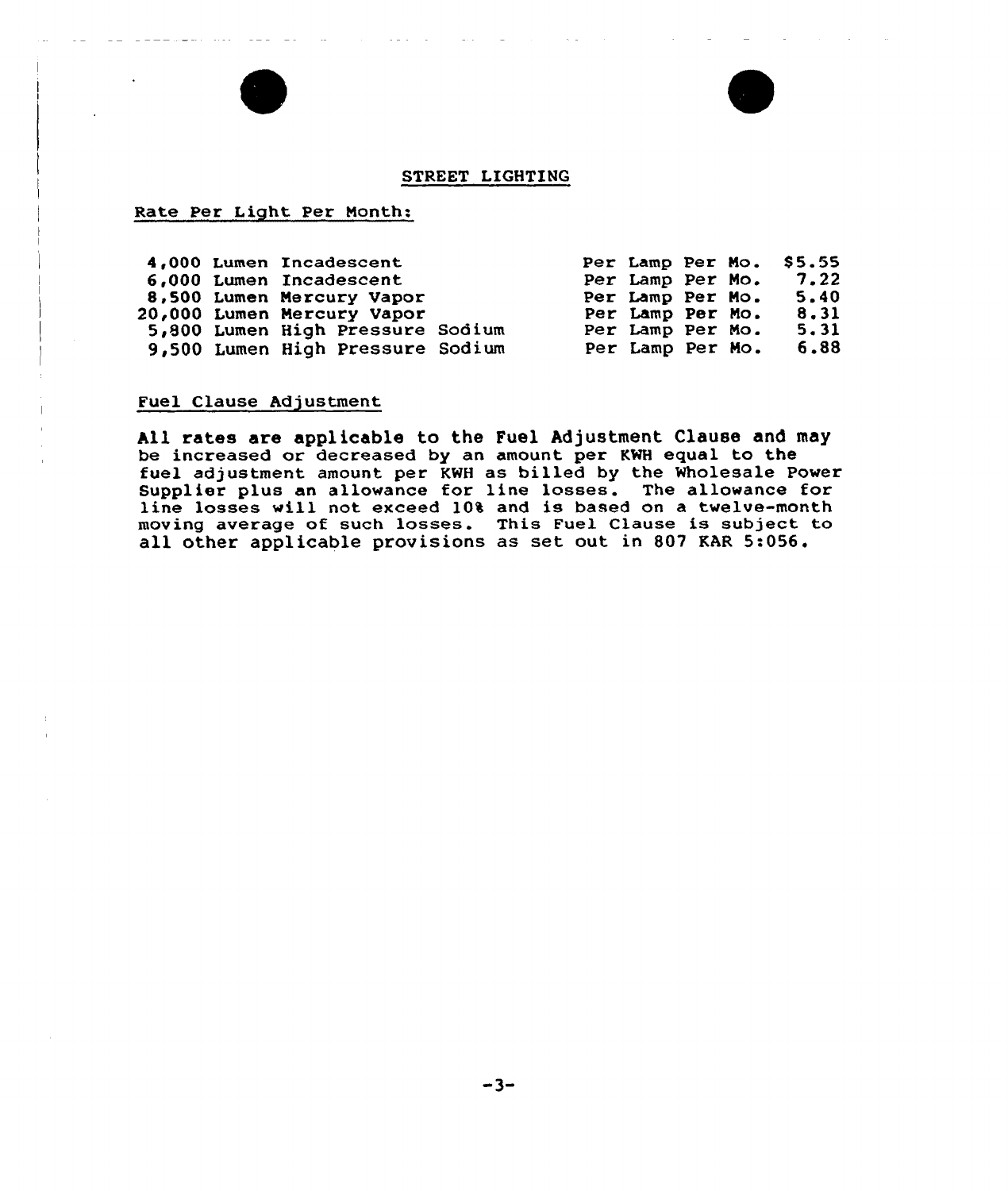## STREET LIGHTING

Rate Per Light Per Month:

| | | |
|---|---|---|
| 4,000 Lumen Incadescent | Per Lamp Per Mo. | $5.55 |
| 6,000 Lumen Incadescent | Per Lamp Per Mo. | 7.22 |
| 8,500 Lumen Mercury Vapor | Per Lamp Per Mo. | 5.40 |
| 20,000 Lumen Mercury Vapor | Per Lamp Per Mo. | 8.31 |
| 5,800 Lumen High Pressure Sodium | Per Lamp Per Mo. | 5.31 |
| 9,500 Lumen High Pressure Sodium | Per Lamp Per Mo. | 6.88 |

Fuel Clause Adjustment

All rates are applicable to the Fuel Adjustment Clause and may be increased or decreased by an amount per KWH equal to the fuel adjustment amount per KWH as billed by the Wholesale Power Supplier plus an allowance for line losses. The allowance for line losses will not exceed 10% and is based on a twelve-month moving average of such losses. This Fuel Clause is subject to all other applicable provisions as set out in 807 KAR 5:056.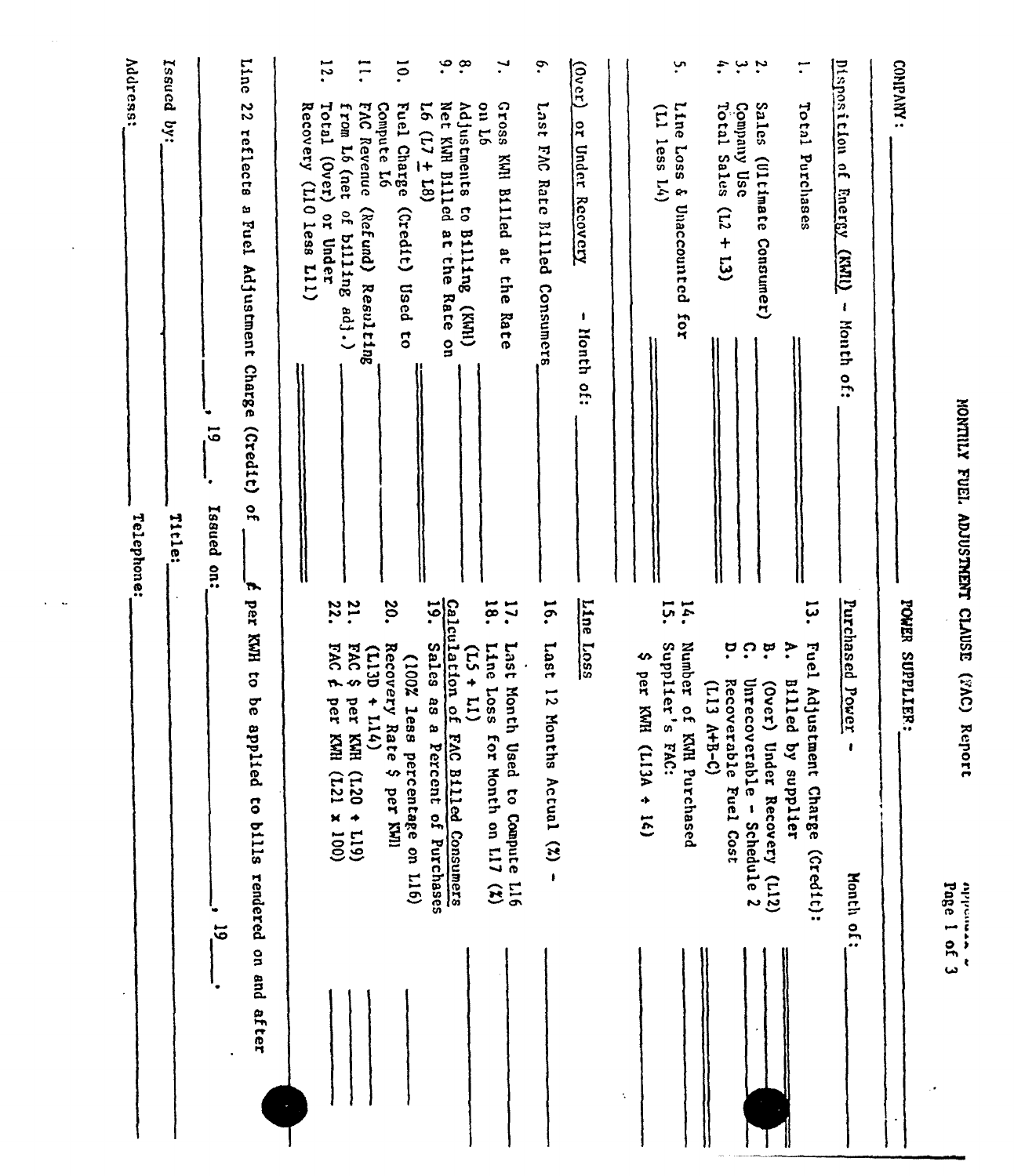Appendix ~

# MONTHLY FUEL ADJUSTMENT CLAUSE (FAC) Report

COMPANY: ______________________ POWER SUPPLIER: ______________________

**Disposition of Energy (KWH) - Month of:** ______

1. Total Purchases ______
2. Sales (Ultimate Consumer) ______
3. Company Use ______
4. Total Sales (L2 + L3) ______
5. Line Loss & Unaccounted for (L1 less L4) ______

**(Over) or Under Recovery - Month of:** ______

6. Last FAC Rate Billed Consumers ______
7. Gross KWH Billed at the Rate on L6 ______
8. Adjustments to Billing (KWH) ______
9. Net KWH Billed at the Rate on L6 (L7 ± L8) ______
10. Fuel Charge (Credit) Used to Compute L6 ______
11. FAC Revenue (Refund) Resulting from L6 (net of billing adj.) ______
12. Total (Over) or Under Recovery (L10 less L11) ______

**Purchased Power - Month of:** ______

13. Fuel Adjustment Charge (Credit):
    - A. Billed by supplier ______
    - B. (Over) Under Recovery (L12) ______
    - C. Unrecoverable - Schedule 2 ______
    - D. Recoverable Fuel Cost (L13 A+B-C) ______
14. Number of KWH Purchased ______
15. Supplier's FAC: $ per KWH (L13A ÷ 14) ______

**Line Loss**

16. Last 12 Months Actual (%) - ______
17. Last Month Used to Compute L16 ______
18. Line Loss for Month on L17 (%) (L5 ÷ L1) ______

**Calculation of FAC Billed Consumers**

19. Sales as a Percent of Purchases (100% less percentage on L16) ______
20. Recovery Rate $ per KWH (L13D ÷ L14) ______
21. FAC $ per KWH (L20 ÷ L19) ______
22. FAC ¢ per KWH (L21 x 100) ______

Line 22 reflects a Fuel Adjustment Charge (Credit) of ______ ¢ per KWH to be applied to bills rendered on and after ______, 19___.

______, 19___. Issued on: ______, 19___.

Issued by: ______ Title: ______

Address: ______ Telephone: ______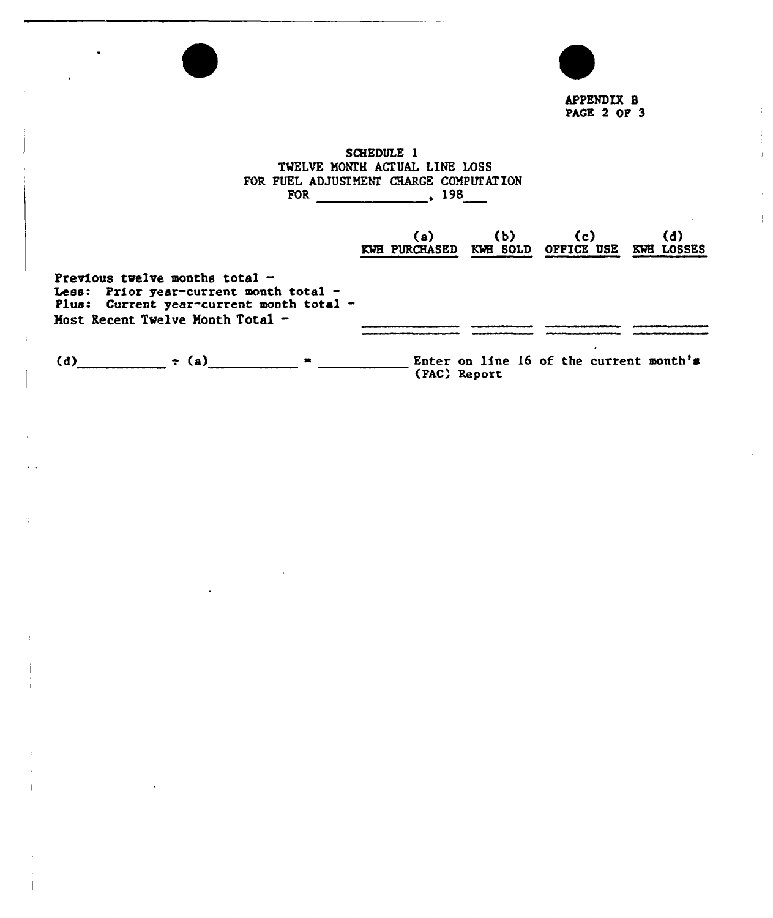APPENDIX B
PAGE 2 OF 3

# SCHEDULE 1
## TWELVE MONTH ACTUAL LINE LOSS
## FOR FUEL ADJUSTMENT CHARGE COMPUTATION
## FOR ______________, 198___

| | (a) KWH PURCHASED | (b) KWH SOLD | (c) OFFICE USE | (d) KWH LOSSES |
|---|---|---|---|---|
| Previous twelve months total - | | | | |
| Less: Prior year-current month total - | | | | |
| Plus: Current year-current month total - | | | | |
| Most Recent Twelve Month Total - | | | | |

(d)__________ ÷ (a)__________ = __________ Enter on line 16 of the current month's (FAC) Report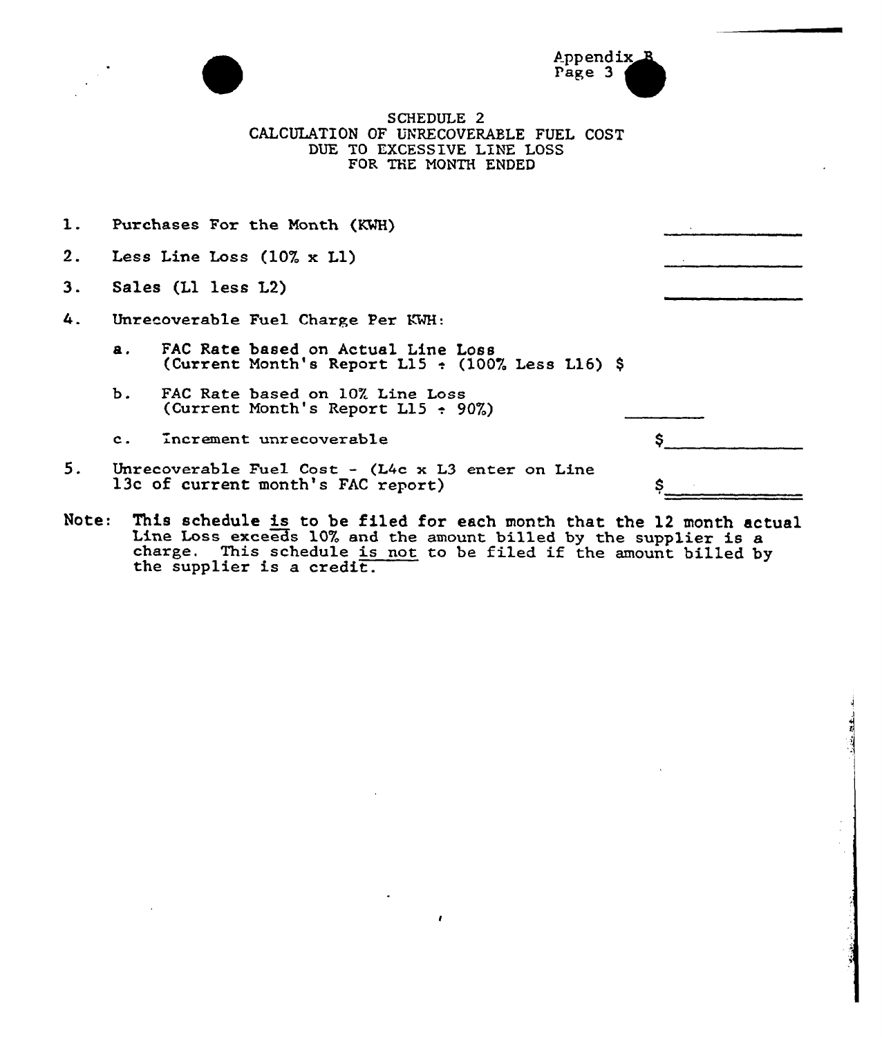Appendix B
Page 3

# SCHEDULE 2
## CALCULATION OF UNRECOVERABLE FUEL COST DUE TO EXCESSIVE LINE LOSS FOR THE MONTH ENDED

1. Purchases For the Month (KWH) \_\_\_\_\_\_\_\_\_\_
2. Less Line Loss (10% x L1) \_\_\_\_\_\_\_\_\_\_
3. Sales (L1 less L2) \_\_\_\_\_\_\_\_\_\_
4. Unrecoverable Fuel Charge Per KWH:
   a. FAC Rate based on Actual Line Loss (Current Month's Report L15 ÷ (100% Less L16) $
   b. FAC Rate based on 10% Line Loss (Current Month's Report L15 ÷ 90%) \_\_\_\_\_\_\_\_\_\_
   c. Increment unrecoverable $\_\_\_\_\_\_\_\_\_\_
5. Unrecoverable Fuel Cost - (L4c x L3 enter on Line 13c of current month's FAC report) $\_\_\_\_\_\_\_\_\_\_

Note: **This schedule *is* to be filed for each month that the 12 month actual** Line Loss exceeds 10% and the amount billed by the supplier is a charge. This schedule *is not* to be filed if the amount billed by the supplier is a credit.